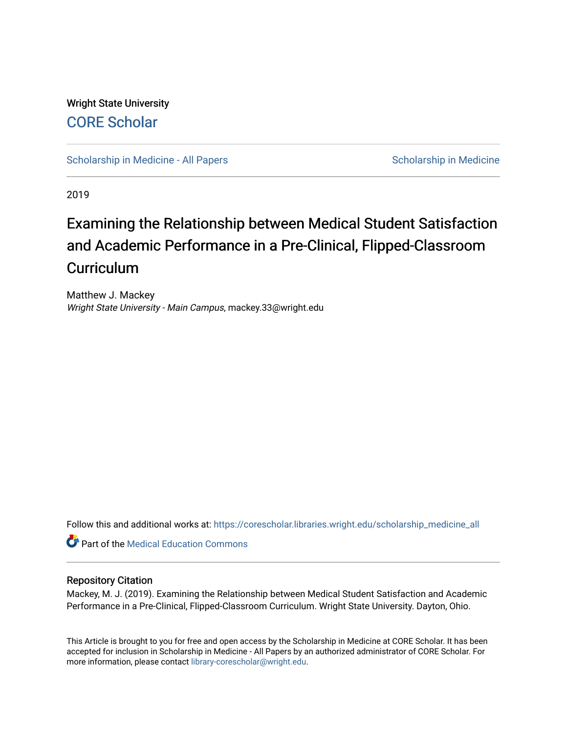Wright State University

CORE Scholar

Scholarship in Medicine - All Papers | Scholarship in Medicine

2019

# Examining the Relationship between Medical Student Satisfaction and Academic Performance in a Pre-Clinical, Flipped-Classroom Curriculum

Matthew J. Mackey
*Wright State University - Main Campus*, mackey.33@wright.edu

Follow this and additional works at: https://corescholar.libraries.wright.edu/scholarship_medicine_all

Part of the Medical Education Commons

## Repository Citation

Mackey, M. J. (2019). Examining the Relationship between Medical Student Satisfaction and Academic Performance in a Pre-Clinical, Flipped-Classroom Curriculum. Wright State University. Dayton, Ohio.

This Article is brought to you for free and open access by the Scholarship in Medicine at CORE Scholar. It has been accepted for inclusion in Scholarship in Medicine - All Papers by an authorized administrator of CORE Scholar. For more information, please contact library-corescholar@wright.edu.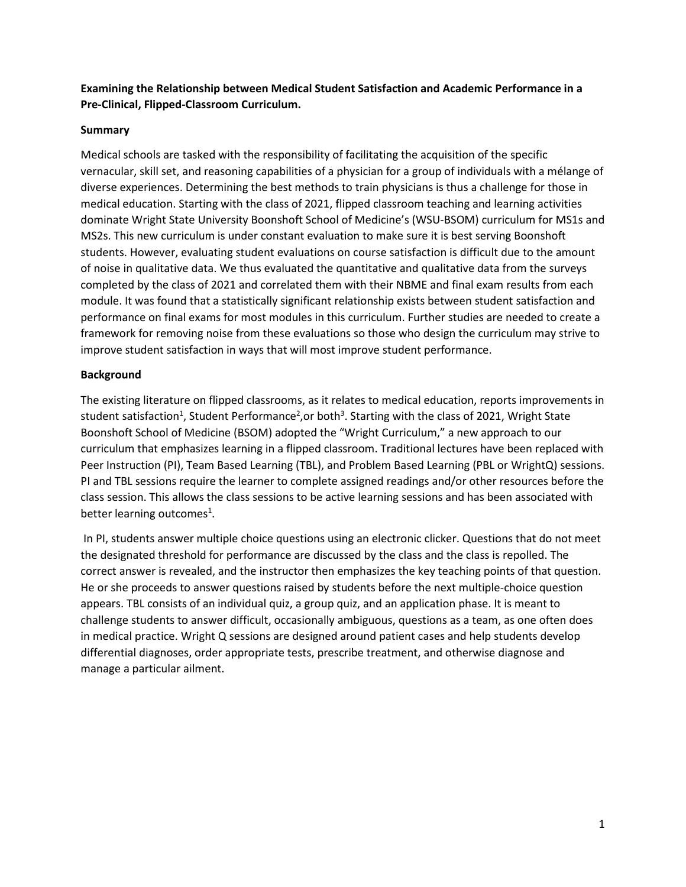**Examining the Relationship between Medical Student Satisfaction and Academic Performance in a Pre-Clinical, Flipped-Classroom Curriculum.**

**Summary**

Medical schools are tasked with the responsibility of facilitating the acquisition of the specific vernacular, skill set, and reasoning capabilities of a physician for a group of individuals with a mélange of diverse experiences. Determining the best methods to train physicians is thus a challenge for those in medical education. Starting with the class of 2021, flipped classroom teaching and learning activities dominate Wright State University Boonshoft School of Medicine's (WSU-BSOM) curriculum for MS1s and MS2s. This new curriculum is under constant evaluation to make sure it is best serving Boonshoft students. However, evaluating student evaluations on course satisfaction is difficult due to the amount of noise in qualitative data. We thus evaluated the quantitative and qualitative data from the surveys completed by the class of 2021 and correlated them with their NBME and final exam results from each module. It was found that a statistically significant relationship exists between student satisfaction and performance on final exams for most modules in this curriculum. Further studies are needed to create a framework for removing noise from these evaluations so those who design the curriculum may strive to improve student satisfaction in ways that will most improve student performance.

**Background**

The existing literature on flipped classrooms, as it relates to medical education, reports improvements in student satisfaction[1], Student Performance[2],or both[3]. Starting with the class of 2021, Wright State Boonshoft School of Medicine (BSOM) adopted the "Wright Curriculum," a new approach to our curriculum that emphasizes learning in a flipped classroom. Traditional lectures have been replaced with Peer Instruction (PI), Team Based Learning (TBL), and Problem Based Learning (PBL or WrightQ) sessions. PI and TBL sessions require the learner to complete assigned readings and/or other resources before the class session. This allows the class sessions to be active learning sessions and has been associated with better learning outcomes[1].

In PI, students answer multiple choice questions using an electronic clicker. Questions that do not meet the designated threshold for performance are discussed by the class and the class is repolled. The correct answer is revealed, and the instructor then emphasizes the key teaching points of that question. He or she proceeds to answer questions raised by students before the next multiple-choice question appears. TBL consists of an individual quiz, a group quiz, and an application phase. It is meant to challenge students to answer difficult, occasionally ambiguous, questions as a team, as one often does in medical practice. Wright Q sessions are designed around patient cases and help students develop differential diagnoses, order appropriate tests, prescribe treatment, and otherwise diagnose and manage a particular ailment.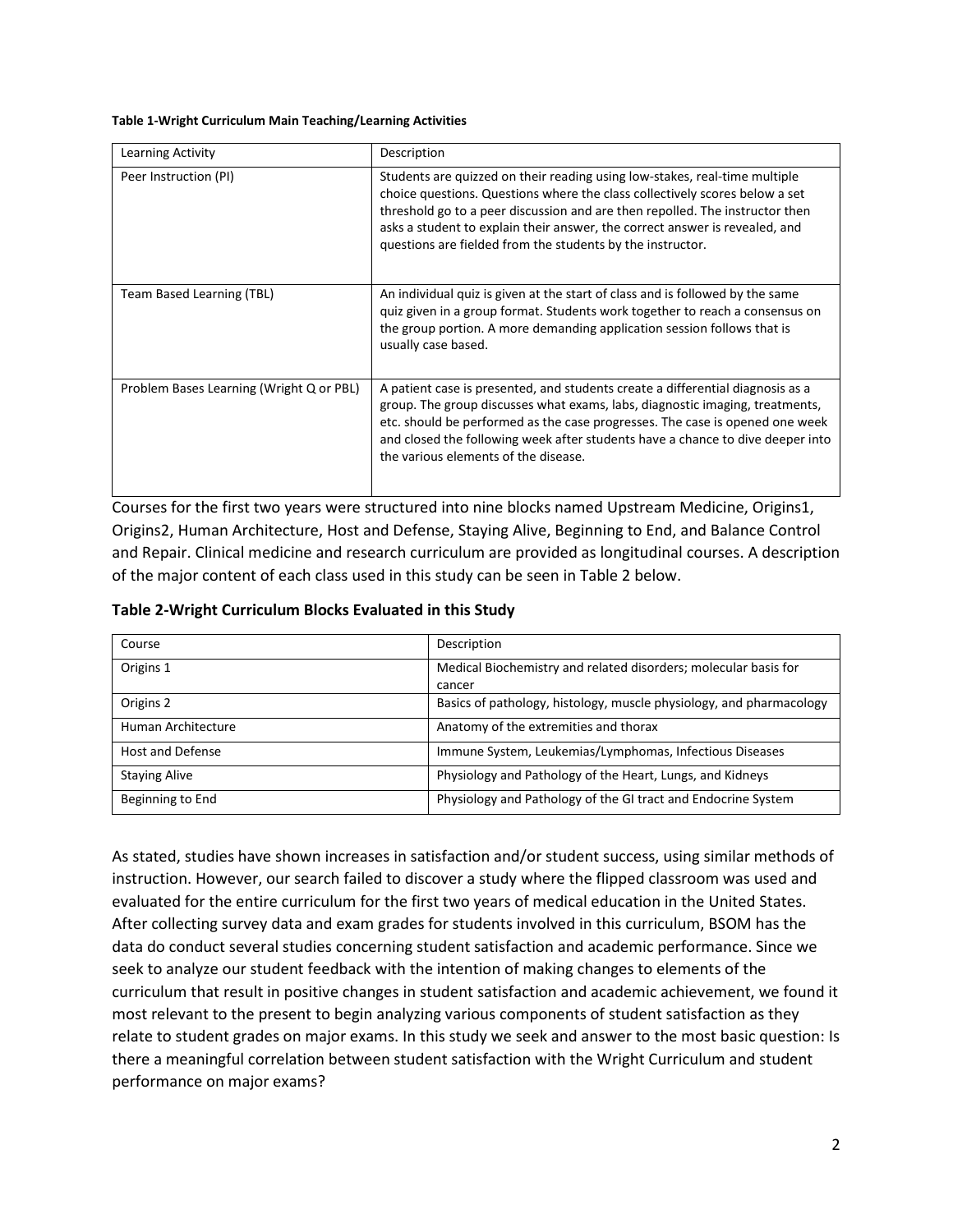**Table 1-Wright Curriculum Main Teaching/Learning Activities**

| Learning Activity | Description |
| --- | --- |
| Peer Instruction (PI) | Students are quizzed on their reading using low-stakes, real-time multiple choice questions. Questions where the class collectively scores below a set threshold go to a peer discussion and are then repolled. The instructor then asks a student to explain their answer, the correct answer is revealed, and questions are fielded from the students by the instructor. |
| Team Based Learning (TBL) | An individual quiz is given at the start of class and is followed by the same quiz given in a group format. Students work together to reach a consensus on the group portion. A more demanding application session follows that is usually case based. |
| Problem Bases Learning (Wright Q or PBL) | A patient case is presented, and students create a differential diagnosis as a group. The group discusses what exams, labs, diagnostic imaging, treatments, etc. should be performed as the case progresses. The case is opened one week and closed the following week after students have a chance to dive deeper into the various elements of the disease. |

Courses for the first two years were structured into nine blocks named Upstream Medicine, Origins1, Origins2, Human Architecture, Host and Defense, Staying Alive, Beginning to End, and Balance Control and Repair. Clinical medicine and research curriculum are provided as longitudinal courses. A description of the major content of each class used in this study can be seen in Table 2 below.

**Table 2-Wright Curriculum Blocks Evaluated in this Study**

| Course | Description |
| --- | --- |
| Origins 1 | Medical Biochemistry and related disorders; molecular basis for cancer |
| Origins 2 | Basics of pathology, histology, muscle physiology, and pharmacology |
| Human Architecture | Anatomy of the extremities and thorax |
| Host and Defense | Immune System, Leukemias/Lymphomas, Infectious Diseases |
| Staying Alive | Physiology and Pathology of the Heart, Lungs, and Kidneys |
| Beginning to End | Physiology and Pathology of the GI tract and Endocrine System |

As stated, studies have shown increases in satisfaction and/or student success, using similar methods of instruction. However, our search failed to discover a study where the flipped classroom was used and evaluated for the entire curriculum for the first two years of medical education in the United States. After collecting survey data and exam grades for students involved in this curriculum, BSOM has the data do conduct several studies concerning student satisfaction and academic performance. Since we seek to analyze our student feedback with the intention of making changes to elements of the curriculum that result in positive changes in student satisfaction and academic achievement, we found it most relevant to the present to begin analyzing various components of student satisfaction as they relate to student grades on major exams. In this study we seek and answer to the most basic question: Is there a meaningful correlation between student satisfaction with the Wright Curriculum and student performance on major exams?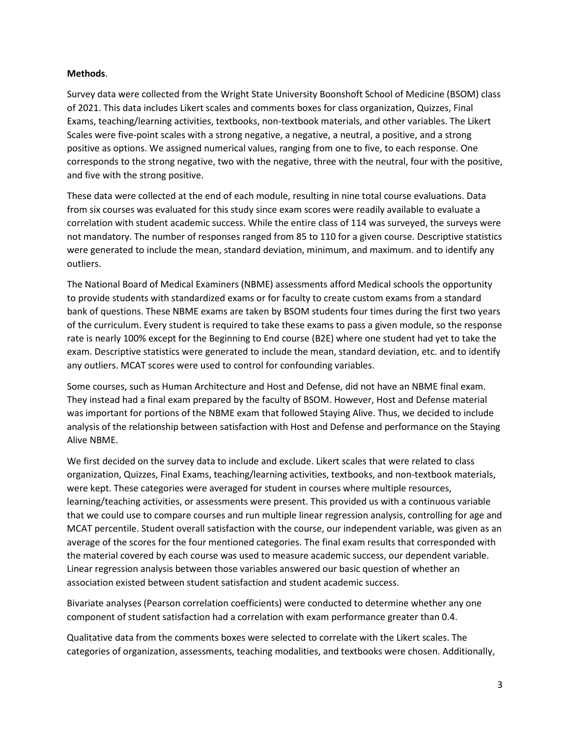**Methods**.

Survey data were collected from the Wright State University Boonshoft School of Medicine (BSOM) class of 2021. This data includes Likert scales and comments boxes for class organization, Quizzes, Final Exams, teaching/learning activities, textbooks, non-textbook materials, and other variables. The Likert Scales were five-point scales with a strong negative, a negative, a neutral, a positive, and a strong positive as options. We assigned numerical values, ranging from one to five, to each response. One corresponds to the strong negative, two with the negative, three with the neutral, four with the positive, and five with the strong positive.

These data were collected at the end of each module, resulting in nine total course evaluations. Data from six courses was evaluated for this study since exam scores were readily available to evaluate a correlation with student academic success. While the entire class of 114 was surveyed, the surveys were not mandatory. The number of responses ranged from 85 to 110 for a given course. Descriptive statistics were generated to include the mean, standard deviation, minimum, and maximum. and to identify any outliers.

The National Board of Medical Examiners (NBME) assessments afford Medical schools the opportunity to provide students with standardized exams or for faculty to create custom exams from a standard bank of questions. These NBME exams are taken by BSOM students four times during the first two years of the curriculum. Every student is required to take these exams to pass a given module, so the response rate is nearly 100% except for the Beginning to End course (B2E) where one student had yet to take the exam. Descriptive statistics were generated to include the mean, standard deviation, etc. and to identify any outliers. MCAT scores were used to control for confounding variables.

Some courses, such as Human Architecture and Host and Defense, did not have an NBME final exam. They instead had a final exam prepared by the faculty of BSOM. However, Host and Defense material was important for portions of the NBME exam that followed Staying Alive. Thus, we decided to include analysis of the relationship between satisfaction with Host and Defense and performance on the Staying Alive NBME.

We first decided on the survey data to include and exclude. Likert scales that were related to class organization, Quizzes, Final Exams, teaching/learning activities, textbooks, and non-textbook materials, were kept. These categories were averaged for student in courses where multiple resources, learning/teaching activities, or assessments were present. This provided us with a continuous variable that we could use to compare courses and run multiple linear regression analysis, controlling for age and MCAT percentile. Student overall satisfaction with the course, our independent variable, was given as an average of the scores for the four mentioned categories. The final exam results that corresponded with the material covered by each course was used to measure academic success, our dependent variable. Linear regression analysis between those variables answered our basic question of whether an association existed between student satisfaction and student academic success.

Bivariate analyses (Pearson correlation coefficients) were conducted to determine whether any one component of student satisfaction had a correlation with exam performance greater than 0.4.

Qualitative data from the comments boxes were selected to correlate with the Likert scales. The categories of organization, assessments, teaching modalities, and textbooks were chosen. Additionally,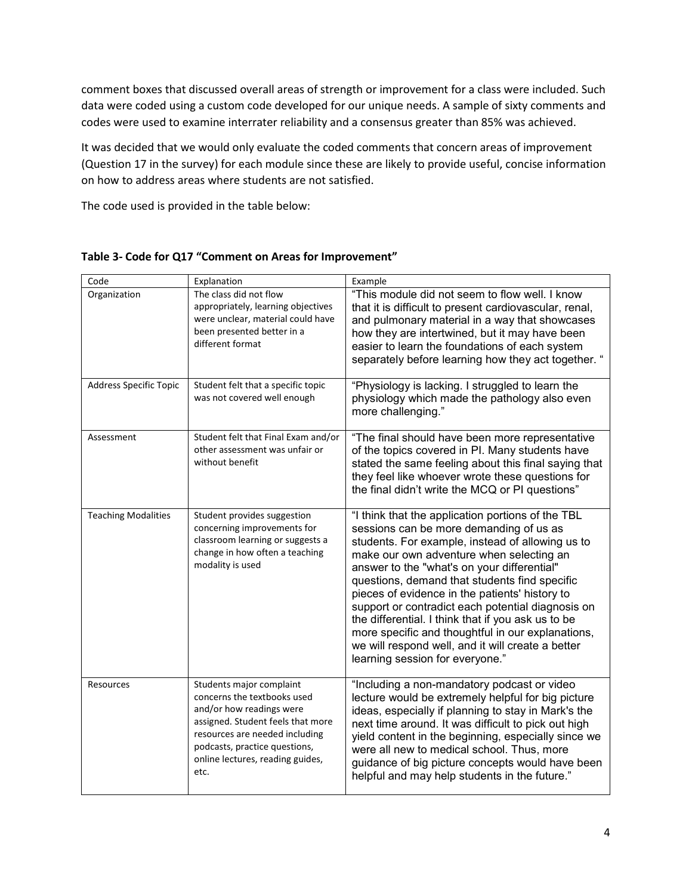comment boxes that discussed overall areas of strength or improvement for a class were included. Such data were coded using a custom code developed for our unique needs. A sample of sixty comments and codes were used to examine interrater reliability and a consensus greater than 85% was achieved.

It was decided that we would only evaluate the coded comments that concern areas of improvement (Question 17 in the survey) for each module since these are likely to provide useful, concise information on how to address areas where students are not satisfied.

The code used is provided in the table below:

**Table 3- Code for Q17 "Comment on Areas for Improvement"**

| Code | Explanation | Example |
|---|---|---|
| Organization | The class did not flow appropriately, learning objectives were unclear, material could have been presented better in a different format | "This module did not seem to flow well. I know that it is difficult to present cardiovascular, renal, and pulmonary material in a way that showcases how they are intertwined, but it may have been easier to learn the foundations of each system separately before learning how they act together. " |
| Address Specific Topic | Student felt that a specific topic was not covered well enough | "Physiology is lacking. I struggled to learn the physiology which made the pathology also even more challenging." |
| Assessment | Student felt that Final Exam and/or other assessment was unfair or without benefit | "The final should have been more representative of the topics covered in PI. Many students have stated the same feeling about this final saying that they feel like whoever wrote these questions for the final didn't write the MCQ or PI questions" |
| Teaching Modalities | Student provides suggestion concerning improvements for classroom learning or suggests a change in how often a teaching modality is used | "I think that the application portions of the TBL sessions can be more demanding of us as students. For example, instead of allowing us to make our own adventure when selecting an answer to the "what's on your differential" questions, demand that students find specific pieces of evidence in the patients' history to support or contradict each potential diagnosis on the differential. I think that if you ask us to be more specific and thoughtful in our explanations, we will respond well, and it will create a better learning session for everyone." |
| Resources | Students major complaint concerns the textbooks used and/or how readings were assigned. Student feels that more resources are needed including podcasts, practice questions, online lectures, reading guides, etc. | "Including a non-mandatory podcast or video lecture would be extremely helpful for big picture ideas, especially if planning to stay in Mark's the next time around. It was difficult to pick out high yield content in the beginning, especially since we were all new to medical school. Thus, more guidance of big picture concepts would have been helpful and may help students in the future." |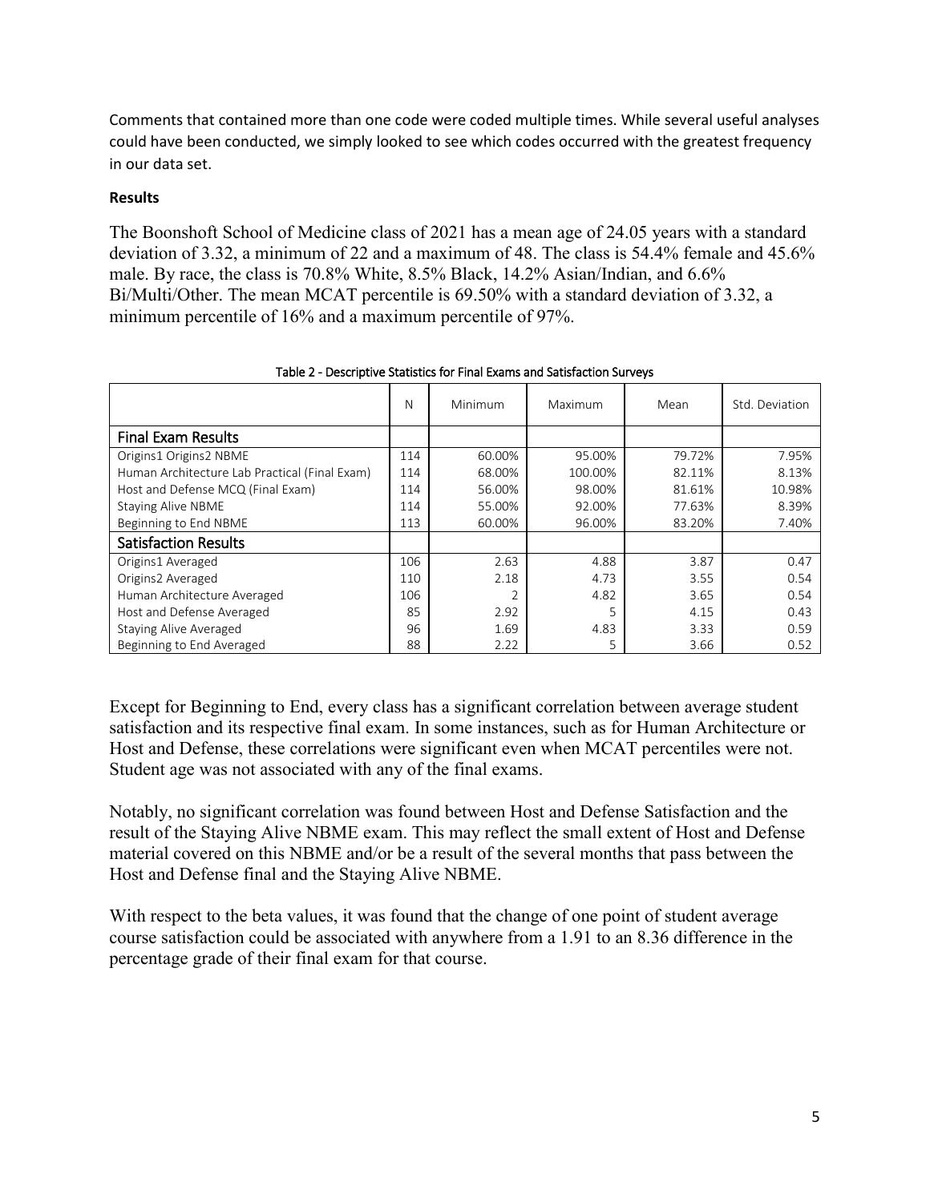Comments that contained more than one code were coded multiple times. While several useful analyses could have been conducted, we simply looked to see which codes occurred with the greatest frequency in our data set.

**Results**

The Boonshoft School of Medicine class of 2021 has a mean age of 24.05 years with a standard deviation of 3.32, a minimum of 22 and a maximum of 48. The class is 54.4% female and 45.6% male. By race, the class is 70.8% White, 8.5% Black, 14.2% Asian/Indian, and 6.6% Bi/Multi/Other. The mean MCAT percentile is 69.50% with a standard deviation of 3.32, a minimum percentile of 16% and a maximum percentile of 97%.

Table 2 - Descriptive Statistics for Final Exams and Satisfaction Surveys

| | N | Minimum | Maximum | Mean | Std. Deviation |
|---|---|---|---|---|---|
| **Final Exam Results** | | | | | |
| Origins1 Origins2 NBME | 114 | 60.00% | 95.00% | 79.72% | 7.95% |
| Human Architecture Lab Practical (Final Exam) | 114 | 68.00% | 100.00% | 82.11% | 8.13% |
| Host and Defense MCQ (Final Exam) | 114 | 56.00% | 98.00% | 81.61% | 10.98% |
| Staying Alive NBME | 114 | 55.00% | 92.00% | 77.63% | 8.39% |
| Beginning to End NBME | 113 | 60.00% | 96.00% | 83.20% | 7.40% |
| **Satisfaction Results** | | | | | |
| Origins1 Averaged | 106 | 2.63 | 4.88 | 3.87 | 0.47 |
| Origins2 Averaged | 110 | 2.18 | 4.73 | 3.55 | 0.54 |
| Human Architecture Averaged | 106 | 2 | 4.82 | 3.65 | 0.54 |
| Host and Defense Averaged | 85 | 2.92 | 5 | 4.15 | 0.43 |
| Staying Alive Averaged | 96 | 1.69 | 4.83 | 3.33 | 0.59 |
| Beginning to End Averaged | 88 | 2.22 | 5 | 3.66 | 0.52 |

Except for Beginning to End, every class has a significant correlation between average student satisfaction and its respective final exam. In some instances, such as for Human Architecture or Host and Defense, these correlations were significant even when MCAT percentiles were not. Student age was not associated with any of the final exams.

Notably, no significant correlation was found between Host and Defense Satisfaction and the result of the Staying Alive NBME exam. This may reflect the small extent of Host and Defense material covered on this NBME and/or be a result of the several months that pass between the Host and Defense final and the Staying Alive NBME.

With respect to the beta values, it was found that the change of one point of student average course satisfaction could be associated with anywhere from a 1.91 to an 8.36 difference in the percentage grade of their final exam for that course.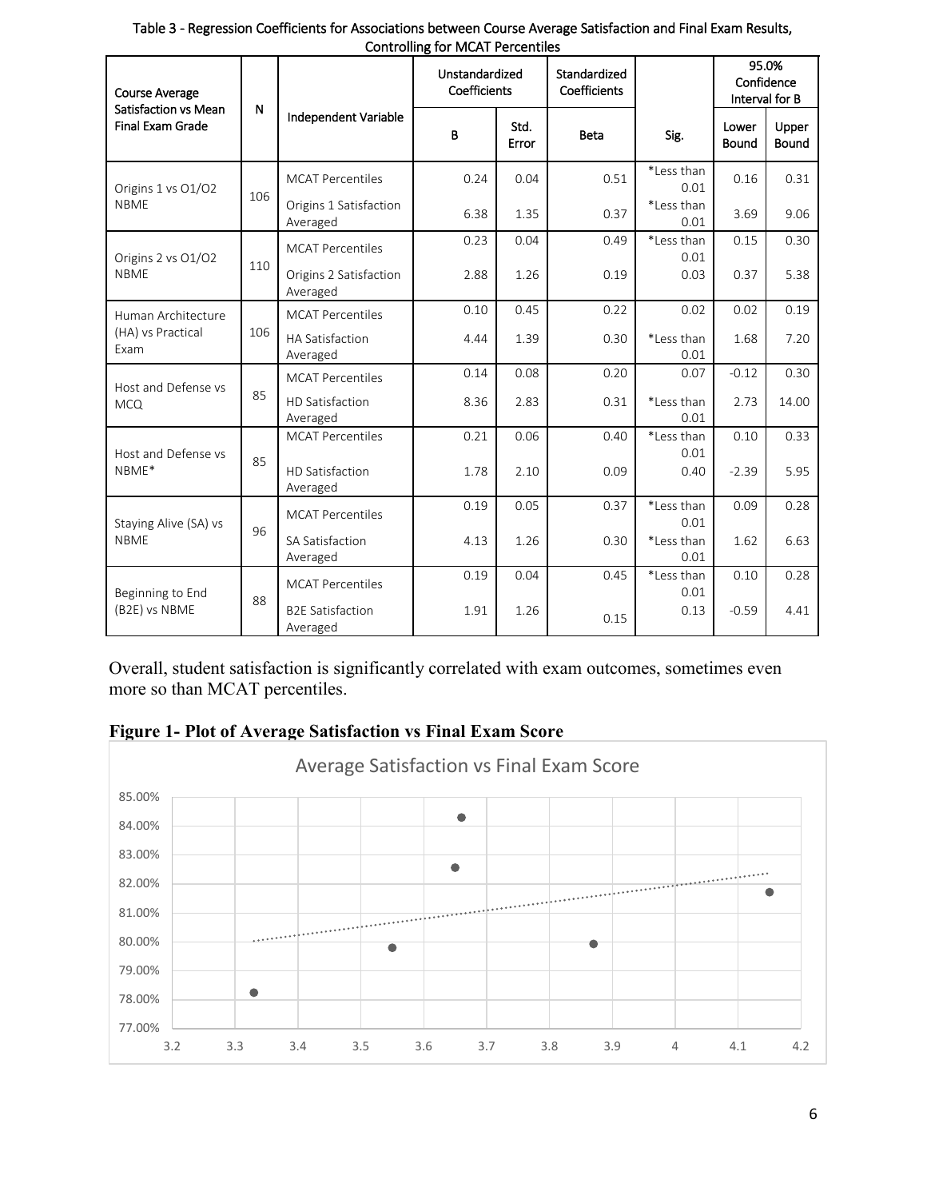Table 3 - Regression Coefficients for Associations between Course Average Satisfaction and Final Exam Results, Controlling for MCAT Percentiles

| Course Average Satisfaction vs Mean Final Exam Grade | N | Independent Variable | Unstandardized Coefficients | | Standardized Coefficients | Sig. | 95.0% Confidence Interval for B | |
|---|---|---|---|---|---|---|---|---|
| | | | B | Std. Error | Beta | | Lower Bound | Upper Bound |
| Origins 1 vs O1/O2 NBME | 106 | MCAT Percentiles | 0.24 | 0.04 | 0.51 | *Less than 0.01 | 0.16 | 0.31 |
| | | Origins 1 Satisfaction Averaged | 6.38 | 1.35 | 0.37 | *Less than 0.01 | 3.69 | 9.06 |
| Origins 2 vs O1/O2 NBME | 110 | MCAT Percentiles | 0.23 | 0.04 | 0.49 | *Less than 0.01 | 0.15 | 0.30 |
| | | Origins 2 Satisfaction Averaged | 2.88 | 1.26 | 0.19 | 0.03 | 0.37 | 5.38 |
| Human Architecture (HA) vs Practical Exam | 106 | MCAT Percentiles | 0.10 | 0.45 | 0.22 | 0.02 | 0.02 | 0.19 |
| | | HA Satisfaction Averaged | 4.44 | 1.39 | 0.30 | *Less than 0.01 | 1.68 | 7.20 |
| Host and Defense vs MCQ | 85 | MCAT Percentiles | 0.14 | 0.08 | 0.20 | 0.07 | -0.12 | 0.30 |
| | | HD Satisfaction Averaged | 8.36 | 2.83 | 0.31 | *Less than 0.01 | 2.73 | 14.00 |
| Host and Defense vs NBME* | 85 | MCAT Percentiles | 0.21 | 0.06 | 0.40 | *Less than 0.01 | 0.10 | 0.33 |
| | | HD Satisfaction Averaged | 1.78 | 2.10 | 0.09 | 0.40 | -2.39 | 5.95 |
| Staying Alive (SA) vs NBME | 96 | MCAT Percentiles | 0.19 | 0.05 | 0.37 | *Less than 0.01 | 0.09 | 0.28 |
| | | SA Satisfaction Averaged | 4.13 | 1.26 | 0.30 | *Less than 0.01 | 1.62 | 6.63 |
| Beginning to End (B2E) vs NBME | 88 | MCAT Percentiles | 0.19 | 0.04 | 0.45 | *Less than 0.01 | 0.10 | 0.28 |
| | | B2E Satisfaction Averaged | 1.91 | 1.26 | 0.15 | 0.13 | -0.59 | 4.41 |

Overall, student satisfaction is significantly correlated with exam outcomes, sometimes even more so than MCAT percentiles.

**Figure 1- Plot of Average Satisfaction vs Final Exam Score**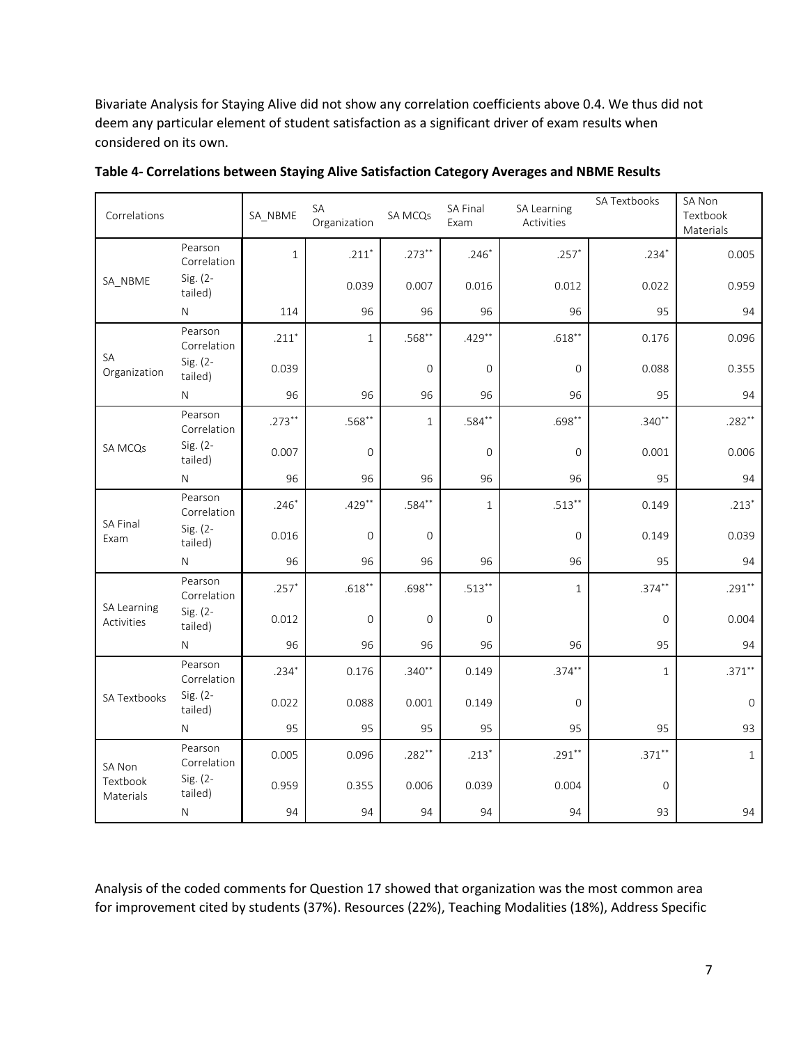Bivariate Analysis for Staying Alive did not show any correlation coefficients above 0.4. We thus did not deem any particular element of student satisfaction as a significant driver of exam results when considered on its own.

**Table 4- Correlations between Staying Alive Satisfaction Category Averages and NBME Results**

| Correlations | | SA_NBME | SA Organization | SA MCQs | SA Final Exam | SA Learning Activities | SA Textbooks | SA Non Textbook Materials |
|---|---|---|---|---|---|---|---|---|
| SA_NBME | Pearson Correlation | 1 | .211* | .273** | .246* | .257* | .234* | 0.005 |
| | Sig. (2-tailed) | | 0.039 | 0.007 | 0.016 | 0.012 | 0.022 | 0.959 |
| | N | 114 | 96 | 96 | 96 | 96 | 95 | 94 |
| SA Organization | Pearson Correlation | .211* | 1 | .568** | .429** | .618** | 0.176 | 0.096 |
| | Sig. (2-tailed) | 0.039 | | 0 | 0 | 0 | 0.088 | 0.355 |
| | N | 96 | 96 | 96 | 96 | 96 | 95 | 94 |
| SA MCQs | Pearson Correlation | .273** | .568** | 1 | .584** | .698** | .340** | .282** |
| | Sig. (2-tailed) | 0.007 | 0 | | 0 | 0 | 0.001 | 0.006 |
| | N | 96 | 96 | 96 | 96 | 96 | 95 | 94 |
| SA Final Exam | Pearson Correlation | .246* | .429** | .584** | 1 | .513** | 0.149 | .213* |
| | Sig. (2-tailed) | 0.016 | 0 | 0 | | 0 | 0.149 | 0.039 |
| | N | 96 | 96 | 96 | 96 | 96 | 95 | 94 |
| SA Learning Activities | Pearson Correlation | .257* | .618** | .698** | .513** | 1 | .374** | .291** |
| | Sig. (2-tailed) | 0.012 | 0 | 0 | 0 | | 0 | 0.004 |
| | N | 96 | 96 | 96 | 96 | 96 | 95 | 94 |
| SA Textbooks | Pearson Correlation | .234* | 0.176 | .340** | 0.149 | .374** | 1 | .371** |
| | Sig. (2-tailed) | 0.022 | 0.088 | 0.001 | 0.149 | 0 | | 0 |
| | N | 95 | 95 | 95 | 95 | 95 | 95 | 93 |
| SA Non Textbook Materials | Pearson Correlation | 0.005 | 0.096 | .282** | .213* | .291** | .371** | 1 |
| | Sig. (2-tailed) | 0.959 | 0.355 | 0.006 | 0.039 | 0.004 | 0 | |
| | N | 94 | 94 | 94 | 94 | 94 | 93 | 94 |

Analysis of the coded comments for Question 17 showed that organization was the most common area for improvement cited by students (37%). Resources (22%), Teaching Modalities (18%), Address Specific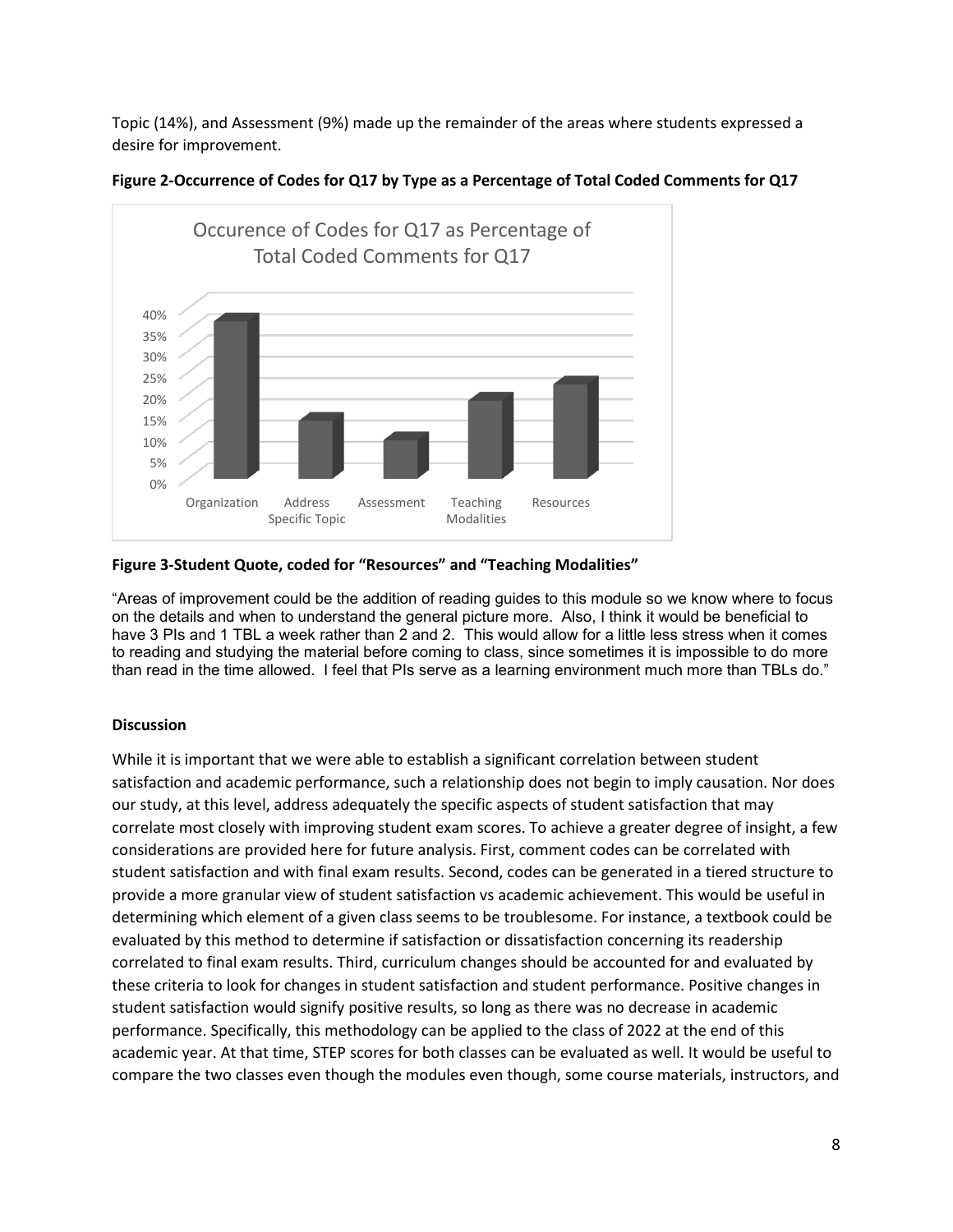Topic (14%), and Assessment (9%) made up the remainder of the areas where students expressed a desire for improvement.

**Figure 2-Occurrence of Codes for Q17 by Type as a Percentage of Total Coded Comments for Q17**

**Figure 3-Student Quote, coded for "Resources" and "Teaching Modalities"**

"Areas of improvement could be the addition of reading guides to this module so we know where to focus on the details and when to understand the general picture more. Also, I think it would be beneficial to have 3 PIs and 1 TBL a week rather than 2 and 2. This would allow for a little less stress when it comes to reading and studying the material before coming to class, since sometimes it is impossible to do more than read in the time allowed. I feel that PIs serve as a learning environment much more than TBLs do."

**Discussion**

While it is important that we were able to establish a significant correlation between student satisfaction and academic performance, such a relationship does not begin to imply causation. Nor does our study, at this level, address adequately the specific aspects of student satisfaction that may correlate most closely with improving student exam scores. To achieve a greater degree of insight, a few considerations are provided here for future analysis. First, comment codes can be correlated with student satisfaction and with final exam results. Second, codes can be generated in a tiered structure to provide a more granular view of student satisfaction vs academic achievement. This would be useful in determining which element of a given class seems to be troublesome. For instance, a textbook could be evaluated by this method to determine if satisfaction or dissatisfaction concerning its readership correlated to final exam results. Third, curriculum changes should be accounted for and evaluated by these criteria to look for changes in student satisfaction and student performance. Positive changes in student satisfaction would signify positive results, so long as there was no decrease in academic performance. Specifically, this methodology can be applied to the class of 2022 at the end of this academic year. At that time, STEP scores for both classes can be evaluated as well. It would be useful to compare the two classes even though the modules even though, some course materials, instructors, and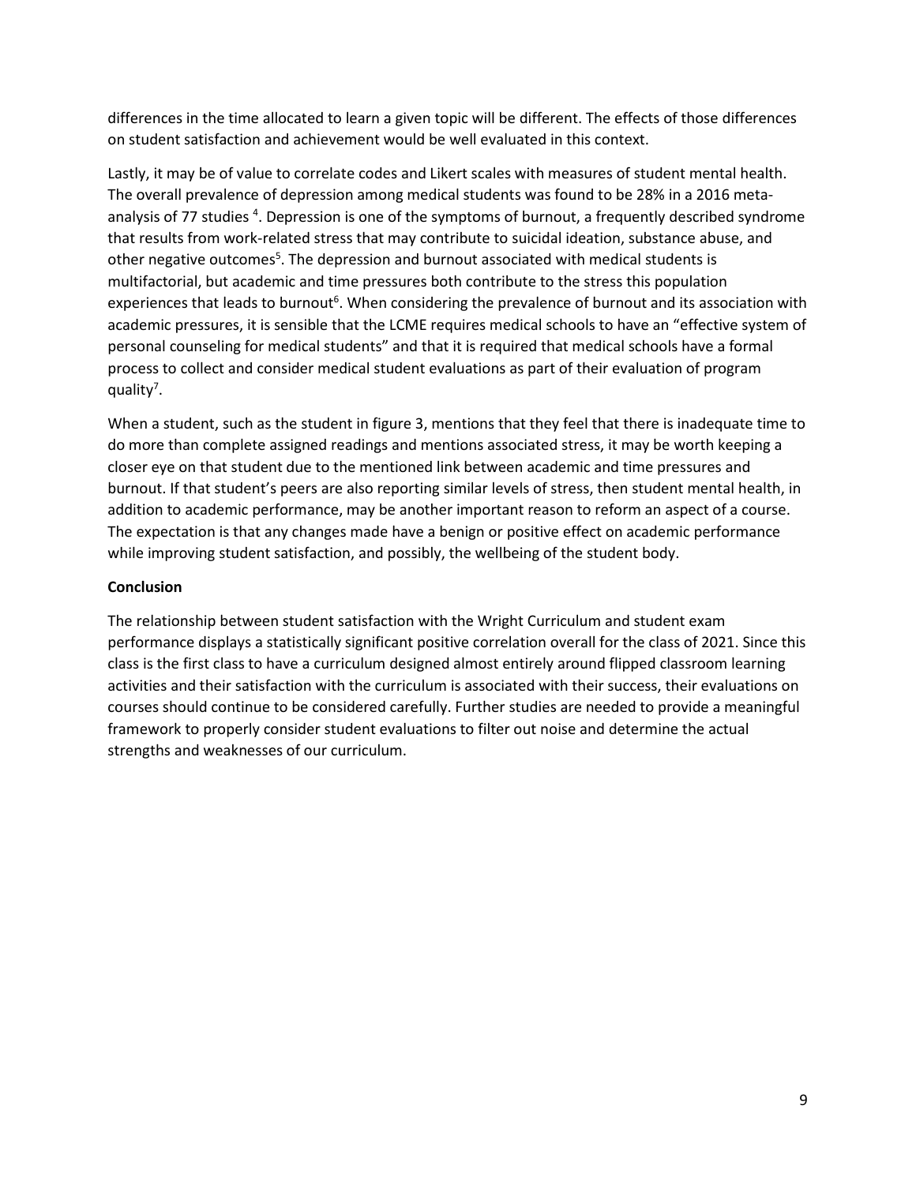differences in the time allocated to learn a given topic will be different. The effects of those differences on student satisfaction and achievement would be well evaluated in this context.

Lastly, it may be of value to correlate codes and Likert scales with measures of student mental health. The overall prevalence of depression among medical students was found to be 28% in a 2016 meta-analysis of 77 studies [4]. Depression is one of the symptoms of burnout, a frequently described syndrome that results from work-related stress that may contribute to suicidal ideation, substance abuse, and other negative outcomes[5]. The depression and burnout associated with medical students is multifactorial, but academic and time pressures both contribute to the stress this population experiences that leads to burnout[6]. When considering the prevalence of burnout and its association with academic pressures, it is sensible that the LCME requires medical schools to have an "effective system of personal counseling for medical students" and that it is required that medical schools have a formal process to collect and consider medical student evaluations as part of their evaluation of program quality[7].

When a student, such as the student in figure 3, mentions that they feel that there is inadequate time to do more than complete assigned readings and mentions associated stress, it may be worth keeping a closer eye on that student due to the mentioned link between academic and time pressures and burnout. If that student's peers are also reporting similar levels of stress, then student mental health, in addition to academic performance, may be another important reason to reform an aspect of a course. The expectation is that any changes made have a benign or positive effect on academic performance while improving student satisfaction, and possibly, the wellbeing of the student body.

**Conclusion**

The relationship between student satisfaction with the Wright Curriculum and student exam performance displays a statistically significant positive correlation overall for the class of 2021. Since this class is the first class to have a curriculum designed almost entirely around flipped classroom learning activities and their satisfaction with the curriculum is associated with their success, their evaluations on courses should continue to be considered carefully. Further studies are needed to provide a meaningful framework to properly consider student evaluations to filter out noise and determine the actual strengths and weaknesses of our curriculum.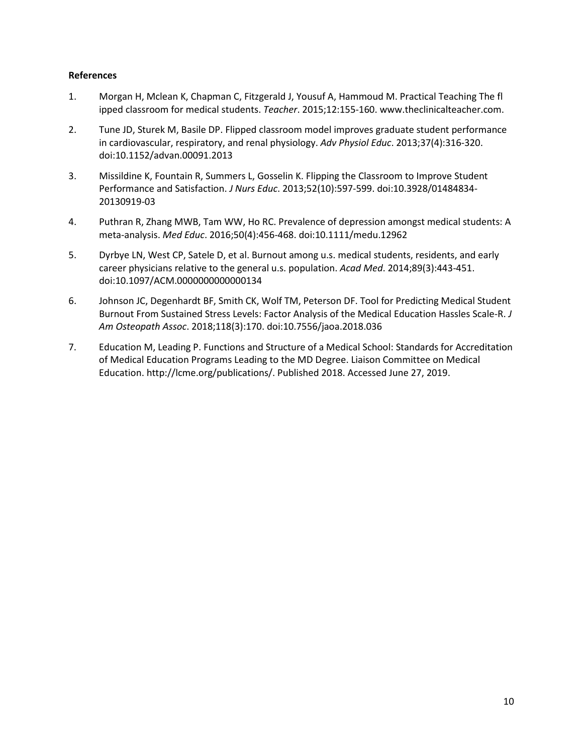**References**

1. Morgan H, Mclean K, Chapman C, Fitzgerald J, Yousuf A, Hammoud M. Practical Teaching The fl ipped classroom for medical students. *Teacher*. 2015;12:155-160. www.theclinicalteacher.com.
2. Tune JD, Sturek M, Basile DP. Flipped classroom model improves graduate student performance in cardiovascular, respiratory, and renal physiology. *Adv Physiol Educ*. 2013;37(4):316-320. doi:10.1152/advan.00091.2013
3. Missildine K, Fountain R, Summers L, Gosselin K. Flipping the Classroom to Improve Student Performance and Satisfaction. *J Nurs Educ*. 2013;52(10):597-599. doi:10.3928/01484834-20130919-03
4. Puthran R, Zhang MWB, Tam WW, Ho RC. Prevalence of depression amongst medical students: A meta-analysis. *Med Educ*. 2016;50(4):456-468. doi:10.1111/medu.12962
5. Dyrbye LN, West CP, Satele D, et al. Burnout among u.s. medical students, residents, and early career physicians relative to the general u.s. population. *Acad Med*. 2014;89(3):443-451. doi:10.1097/ACM.0000000000000134
6. Johnson JC, Degenhardt BF, Smith CK, Wolf TM, Peterson DF. Tool for Predicting Medical Student Burnout From Sustained Stress Levels: Factor Analysis of the Medical Education Hassles Scale-R. *J Am Osteopath Assoc*. 2018;118(3):170. doi:10.7556/jaoa.2018.036
7. Education M, Leading P. Functions and Structure of a Medical School: Standards for Accreditation of Medical Education Programs Leading to the MD Degree. Liaison Committee on Medical Education. http://lcme.org/publications/. Published 2018. Accessed June 27, 2019.